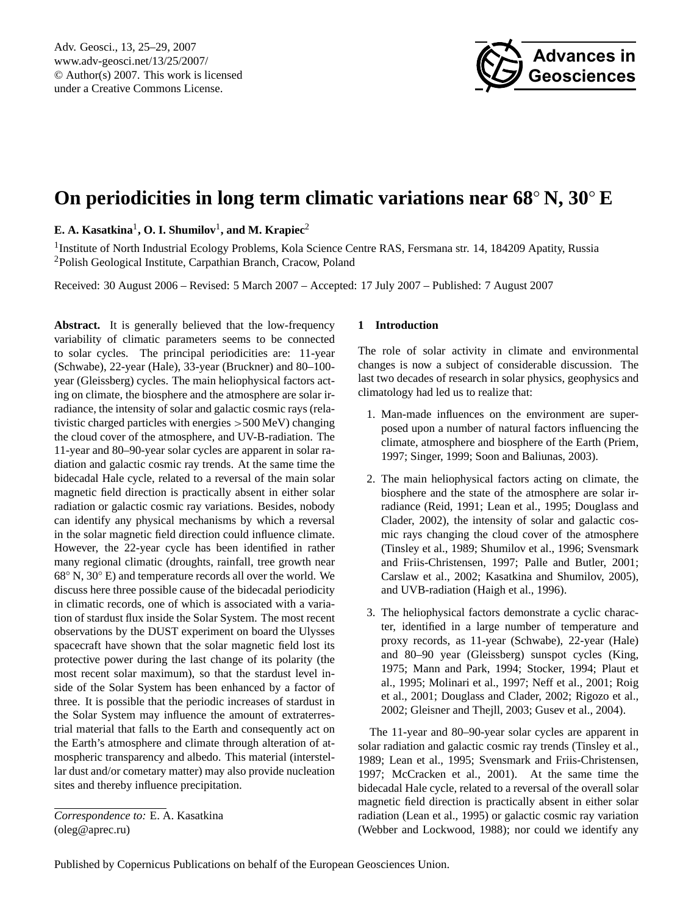# On periodicities in long term climatic variations near 68° N, 30° E

**E. A. Kasatkina[1], O. I. Shumilov[1], and M. Krapiec[2]**

[1]Institute of North Industrial Ecology Problems, Kola Science Centre RAS, Fersmana str. 14, 184209 Apatity, Russia
[2]Polish Geological Institute, Carpathian Branch, Cracow, Poland

Received: 30 August 2006 – Revised: 5 March 2007 – Accepted: 17 July 2007 – Published: 7 August 2007

**Abstract.** It is generally believed that the low-frequency variability of climatic parameters seems to be connected to solar cycles. The principal periodicities are: 11-year (Schwabe), 22-year (Hale), 33-year (Bruckner) and 80–100-year (Gleissberg) cycles. The main heliophysical factors acting on climate, the biosphere and the atmosphere are solar irradiance, the intensity of solar and galactic cosmic rays (relativistic charged particles with energies >500 MeV) changing the cloud cover of the atmosphere, and UV-B-radiation. The 11-year and 80–90-year solar cycles are apparent in solar radiation and galactic cosmic ray trends. At the same time the bidecadal Hale cycle, related to a reversal of the main solar magnetic field direction is practically absent in either solar radiation or galactic cosmic ray variations. Besides, nobody can identify any physical mechanisms by which a reversal in the solar magnetic field direction could influence climate. However, the 22-year cycle has been identified in rather many regional climatic (droughts, rainfall, tree growth near 68° N, 30° E) and temperature records all over the world. We discuss here three possible cause of the bidecadal periodicity in climatic records, one of which is associated with a variation of stardust flux inside the Solar System. The most recent observations by the DUST experiment on board the Ulysses spacecraft have shown that the solar magnetic field lost its protective power during the last change of its polarity (the most recent solar maximum), so that the stardust level inside of the Solar System has been enhanced by a factor of three. It is possible that the periodic increases of stardust in the Solar System may influence the amount of extraterrestrial material that falls to the Earth and consequently act on the Earth's atmosphere and climate through alteration of atmospheric transparency and albedo. This material (interstellar dust and/or cometary matter) may also provide nucleation sites and thereby influence precipitation.

*Correspondence to:* E. A. Kasatkina (oleg@aprec.ru)

## 1 Introduction

The role of solar activity in climate and environmental changes is now a subject of considerable discussion. The last two decades of research in solar physics, geophysics and climatology had led us to realize that:

1. Man-made influences on the environment are superposed upon a number of natural factors influencing the climate, atmosphere and biosphere of the Earth (Priem, 1997; Singer, 1999; Soon and Baliunas, 2003).

2. The main heliophysical factors acting on climate, the biosphere and the state of the atmosphere are solar irradiance (Reid, 1991; Lean et al., 1995; Douglass and Clader, 2002), the intensity of solar and galactic cosmic rays changing the cloud cover of the atmosphere (Tinsley et al., 1989; Shumilov et al., 1996; Svensmark and Friis-Christensen, 1997; Palle and Butler, 2001; Carslaw et al., 2002; Kasatkina and Shumilov, 2005), and UVB-radiation (Haigh et al., 1996).

3. The heliophysical factors demonstrate a cyclic character, identified in a large number of temperature and proxy records, as 11-year (Schwabe), 22-year (Hale) and 80–90 year (Gleissberg) sunspot cycles (King, 1975; Mann and Park, 1994; Stocker, 1994; Plaut et al., 1995; Molinari et al., 1997; Neff et al., 2001; Roig et al., 2001; Douglass and Clader, 2002; Rigozo et al., 2002; Gleisner and Thejll, 2003; Gusev et al., 2004).

The 11-year and 80–90-year solar cycles are apparent in solar radiation and galactic cosmic ray trends (Tinsley et al., 1989; Lean et al., 1995; Svensmark and Friis-Christensen, 1997; McCracken et al., 2001). At the same time the bidecadal Hale cycle, related to a reversal of the overall solar magnetic field direction is practically absent in either solar radiation (Lean et al., 1995) or galactic cosmic ray variation (Webber and Lockwood, 1988); nor could we identify any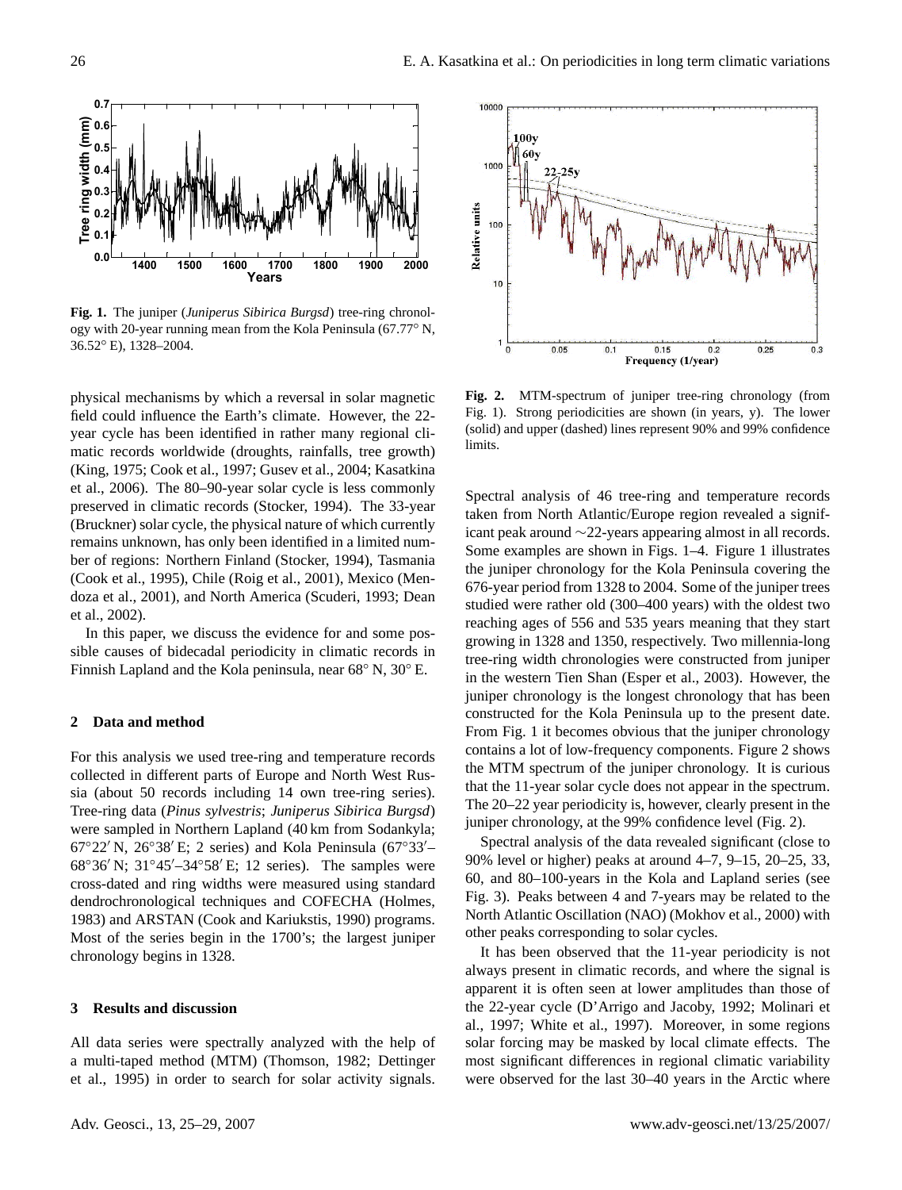**Fig. 1.** The juniper (*Juniperus Sibirica Burgsd*) tree-ring chronology with 20-year running mean from the Kola Peninsula (67.77° N, 36.52° E), 1328–2004.

**Fig. 2.** MTM-spectrum of juniper tree-ring chronology (from Fig. 1). Strong periodicities are shown (in years, y). The lower (solid) and upper (dashed) lines represent 90% and 99% confidence limits.

physical mechanisms by which a reversal in solar magnetic field could influence the Earth's climate. However, the 22-year cycle has been identified in rather many regional climatic records worldwide (droughts, rainfalls, tree growth) (King, 1975; Cook et al., 1997; Gusev et al., 2004; Kasatkina et al., 2006). The 80–90-year solar cycle is less commonly preserved in climatic records (Stocker, 1994). The 33-year (Bruckner) solar cycle, the physical nature of which currently remains unknown, has only been identified in a limited number of regions: Northern Finland (Stocker, 1994), Tasmania (Cook et al., 1995), Chile (Roig et al., 2001), Mexico (Mendoza et al., 2001), and North America (Scuderi, 1993; Dean et al., 2002).

In this paper, we discuss the evidence for and some possible causes of bidecadal periodicity in climatic records in Finnish Lapland and the Kola peninsula, near 68° N, 30° E.

## 2 Data and method

For this analysis we used tree-ring and temperature records collected in different parts of Europe and North West Russia (about 50 records including 14 own tree-ring series). Tree-ring data (*Pinus sylvestris*; *Juniperus Sibirica Burgsd*) were sampled in Northern Lapland (40 km from Sodankyla; 67°22′ N, 26°38′ E; 2 series) and Kola Peninsula (67°33′–68°36′ N; 31°45′–34°58′ E; 12 series). The samples were cross-dated and ring widths were measured using standard dendrochronological techniques and COFECHA (Holmes, 1983) and ARSTAN (Cook and Kariukstis, 1990) programs. Most of the series begin in the 1700's; the largest juniper chronology begins in 1328.

## 3 Results and discussion

All data series were spectrally analyzed with the help of a multi-taped method (MTM) (Thomson, 1982; Dettinger et al., 1995) in order to search for solar activity signals. Spectral analysis of 46 tree-ring and temperature records taken from North Atlantic/Europe region revealed a significant peak around ∼22-years appearing almost in all records. Some examples are shown in Figs. 1–4. Figure 1 illustrates the juniper chronology for the Kola Peninsula covering the 676-year period from 1328 to 2004. Some of the juniper trees studied were rather old (300–400 years) with the oldest two reaching ages of 556 and 535 years meaning that they start growing in 1328 and 1350, respectively. Two millennia-long tree-ring width chronologies were constructed from juniper in the western Tien Shan (Esper et al., 2003). However, the juniper chronology is the longest chronology that has been constructed for the Kola Peninsula up to the present date. From Fig. 1 it becomes obvious that the juniper chronology contains a lot of low-frequency components. Figure 2 shows the MTM spectrum of the juniper chronology. It is curious that the 11-year solar cycle does not appear in the spectrum. The 20–22 year periodicity is, however, clearly present in the juniper chronology, at the 99% confidence level (Fig. 2).

Spectral analysis of the data revealed significant (close to 90% level or higher) peaks at around 4–7, 9–15, 20–25, 33, 60, and 80–100-years in the Kola and Lapland series (see Fig. 3). Peaks between 4 and 7-years may be related to the North Atlantic Oscillation (NAO) (Mokhov et al., 2000) with other peaks corresponding to solar cycles.

It has been observed that the 11-year periodicity is not always present in climatic records, and where the signal is apparent it is often seen at lower amplitudes than those of the 22-year cycle (D'Arrigo and Jacoby, 1992; Molinari et al., 1997; White et al., 1997). Moreover, in some regions solar forcing may be masked by local climate effects. The most significant differences in regional climatic variability were observed for the last 30–40 years in the Arctic where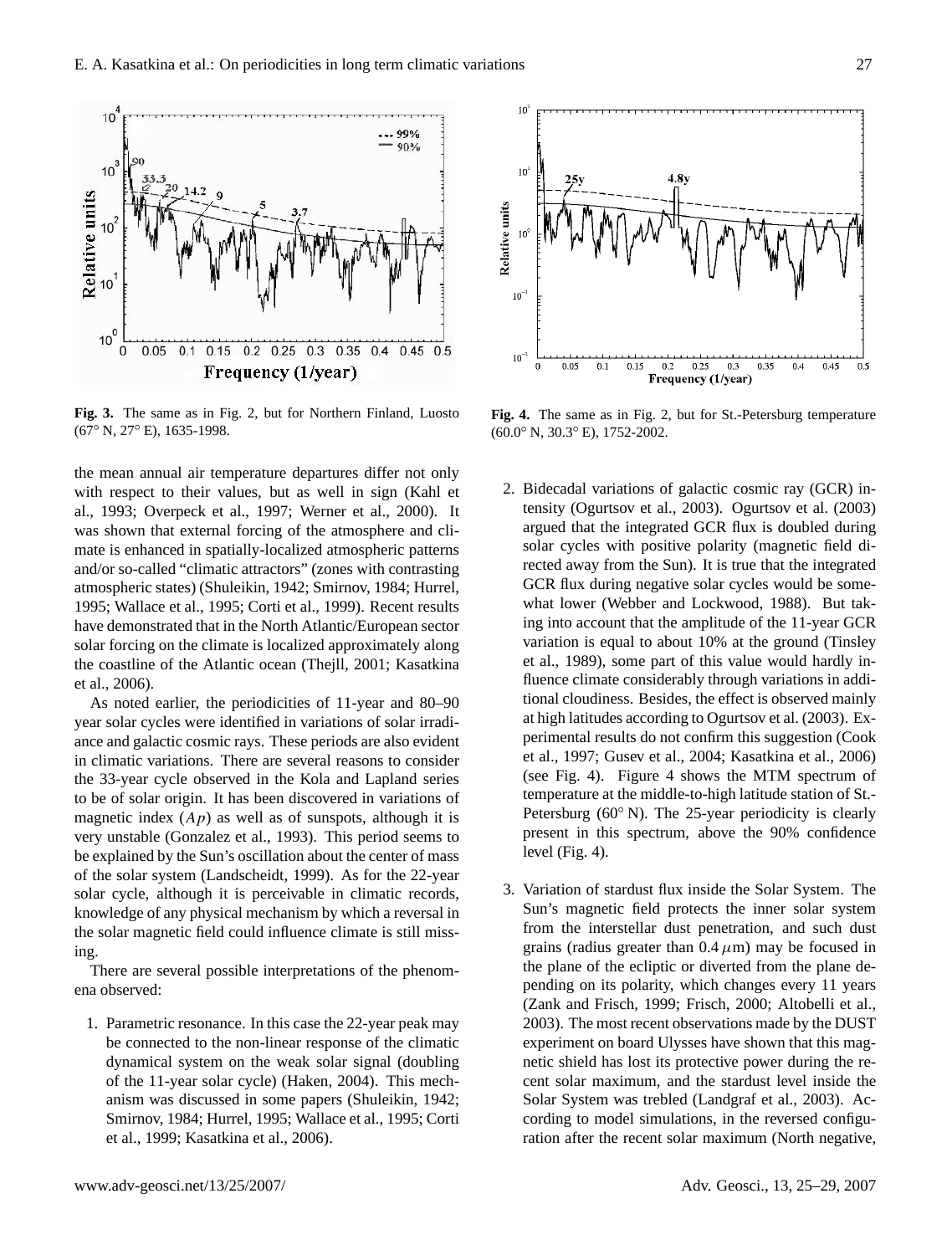**Fig. 3.** The same as in Fig. 2, but for Northern Finland, Luosto (67° N, 27° E), 1635-1998.

**Fig. 4.** The same as in Fig. 2, but for St.-Petersburg temperature (60.0° N, 30.3° E), 1752-2002.

the mean annual air temperature departures differ not only with respect to their values, but as well in sign (Kahl et al., 1993; Overpeck et al., 1997; Werner et al., 2000). It was shown that external forcing of the atmosphere and climate is enhanced in spatially-localized atmospheric patterns and/or so-called "climatic attractors" (zones with contrasting atmospheric states) (Shuleikin, 1942; Smirnov, 1984; Hurrel, 1995; Wallace et al., 1995; Corti et al., 1999). Recent results have demonstrated that in the North Atlantic/European sector solar forcing on the climate is localized approximately along the coastline of the Atlantic ocean (Thejll, 2001; Kasatkina et al., 2006).

As noted earlier, the periodicities of 11-year and 80–90 year solar cycles were identified in variations of solar irradiance and galactic cosmic rays. These periods are also evident in climatic variations. There are several reasons to consider the 33-year cycle observed in the Kola and Lapland series to be of solar origin. It has been discovered in variations of magnetic index ($Ap$) as well as of sunspots, although it is very unstable (Gonzalez et al., 1993). This period seems to be explained by the Sun's oscillation about the center of mass of the solar system (Landscheidt, 1999). As for the 22-year solar cycle, although it is perceivable in climatic records, knowledge of any physical mechanism by which a reversal in the solar magnetic field could influence climate is still missing.

There are several possible interpretations of the phenomena observed:

1. Parametric resonance. In this case the 22-year peak may be connected to the non-linear response of the climatic dynamical system on the weak solar signal (doubling of the 11-year solar cycle) (Haken, 2004). This mechanism was discussed in some papers (Shuleikin, 1942; Smirnov, 1984; Hurrel, 1995; Wallace et al., 1995; Corti et al., 1999; Kasatkina et al., 2006).

2. Bidecadal variations of galactic cosmic ray (GCR) intensity (Ogurtsov et al., 2003). Ogurtsov et al. (2003) argued that the integrated GCR flux is doubled during solar cycles with positive polarity (magnetic field directed away from the Sun). It is true that the integrated GCR flux during negative solar cycles would be somewhat lower (Webber and Lockwood, 1988). But taking into account that the amplitude of the 11-year GCR variation is equal to about 10% at the ground (Tinsley et al., 1989), some part of this value would hardly influence climate considerably through variations in additional cloudiness. Besides, the effect is observed mainly at high latitudes according to Ogurtsov et al. (2003). Experimental results do not confirm this suggestion (Cook et al., 1997; Gusev et al., 2004; Kasatkina et al., 2006) (see Fig. 4). Figure 4 shows the MTM spectrum of temperature at the middle-to-high latitude station of St.-Petersburg (60° N). The 25-year periodicity is clearly present in this spectrum, above the 90% confidence level (Fig. 4).

3. Variation of stardust flux inside the Solar System. The Sun's magnetic field protects the inner solar system from the interstellar dust penetration, and such dust grains (radius greater than 0.4 $\mu$m) may be focused in the plane of the ecliptic or diverted from the plane depending on its polarity, which changes every 11 years (Zank and Frisch, 1999; Frisch, 2000; Altobelli et al., 2003). The most recent observations made by the DUST experiment on board Ulysses have shown that this magnetic shield has lost its protective power during the recent solar maximum, and the stardust level inside the Solar System was trebled (Landgraf et al., 2003). According to model simulations, in the reversed configuration after the recent solar maximum (North negative,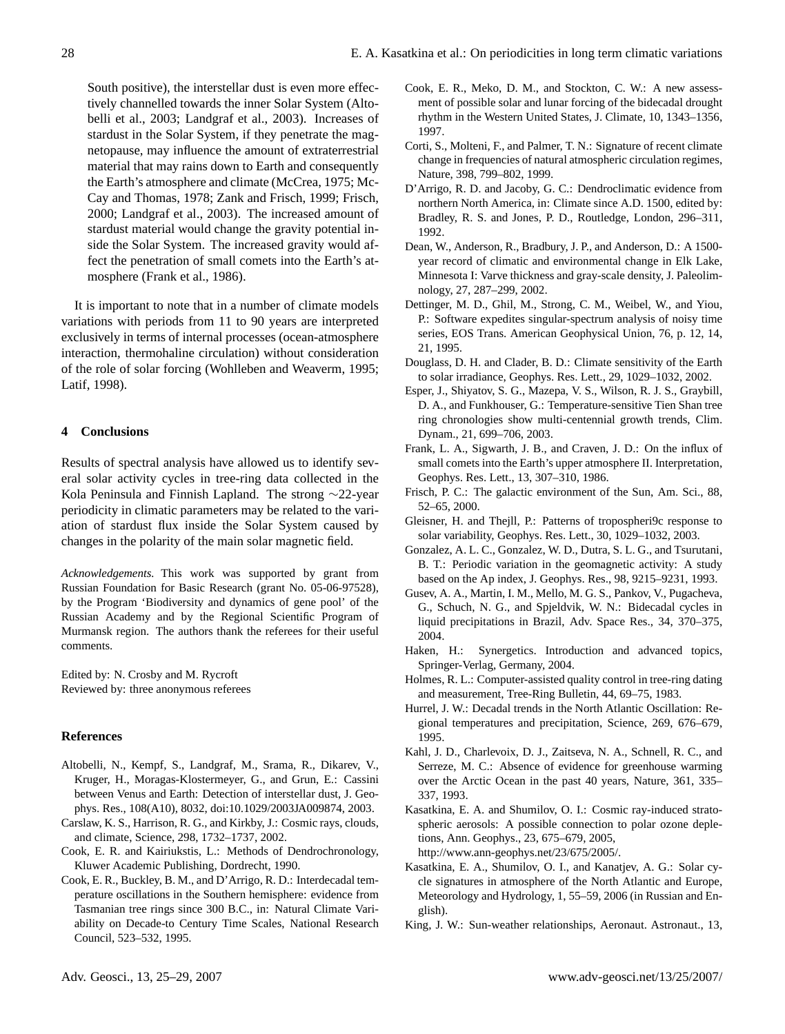South positive), the interstellar dust is even more effectively channelled towards the inner Solar System (Altobelli et al., 2003; Landgraf et al., 2003). Increases of stardust in the Solar System, if they penetrate the magnetopause, may influence the amount of extraterrestrial material that may rains down to Earth and consequently the Earth's atmosphere and climate (McCrea, 1975; McCay and Thomas, 1978; Zank and Frisch, 1999; Frisch, 2000; Landgraf et al., 2003). The increased amount of stardust material would change the gravity potential inside the Solar System. The increased gravity would affect the penetration of small comets into the Earth's atmosphere (Frank et al., 1986).

It is important to note that in a number of climate models variations with periods from 11 to 90 years are interpreted exclusively in terms of internal processes (ocean-atmosphere interaction, thermohaline circulation) without consideration of the role of solar forcing (Wohlleben and Weaverm, 1995; Latif, 1998).

## 4 Conclusions

Results of spectral analysis have allowed us to identify several solar activity cycles in tree-ring data collected in the Kola Peninsula and Finnish Lapland. The strong ∼22-year periodicity in climatic parameters may be related to the variation of stardust flux inside the Solar System caused by changes in the polarity of the main solar magnetic field.

*Acknowledgements.* This work was supported by grant from Russian Foundation for Basic Research (grant No. 05-06-97528), by the Program 'Biodiversity and dynamics of gene pool' of the Russian Academy and by the Regional Scientific Program of Murmansk region. The authors thank the referees for their useful comments.

Edited by: N. Crosby and M. Rycroft
Reviewed by: three anonymous referees

## References

Altobelli, N., Kempf, S., Landgraf, M., Srama, R., Dikarev, V., Kruger, H., Moragas-Klostermeyer, G., and Grun, E.: Cassini between Venus and Earth: Detection of interstellar dust, J. Geophys. Res., 108(A10), 8032, doi:10.1029/2003JA009874, 2003.

Carslaw, K. S., Harrison, R. G., and Kirkby, J.: Cosmic rays, clouds, and climate, Science, 298, 1732–1737, 2002.

Cook, E. R. and Kairiukstis, L.: Methods of Dendrochronology, Kluwer Academic Publishing, Dordrecht, 1990.

Cook, E. R., Buckley, B. M., and D'Arrigo, R. D.: Interdecadal temperature oscillations in the Southern hemisphere: evidence from Tasmanian tree rings since 300 B.C., in: Natural Climate Variability on Decade-to Century Time Scales, National Research Council, 523–532, 1995.

Cook, E. R., Meko, D. M., and Stockton, C. W.: A new assessment of possible solar and lunar forcing of the bidecadal drought rhythm in the Western United States, J. Climate, 10, 1343–1356, 1997.

Corti, S., Molteni, F., and Palmer, T. N.: Signature of recent climate change in frequencies of natural atmospheric circulation regimes, Nature, 398, 799–802, 1999.

D'Arrigo, R. D. and Jacoby, G. C.: Dendroclimatic evidence from northern North America, in: Climate since A.D. 1500, edited by: Bradley, R. S. and Jones, P. D., Routledge, London, 296–311, 1992.

Dean, W., Anderson, R., Bradbury, J. P., and Anderson, D.: A 1500-year record of climatic and environmental change in Elk Lake, Minnesota I: Varve thickness and gray-scale density, J. Paleolimnology, 27, 287–299, 2002.

Dettinger, M. D., Ghil, M., Strong, C. M., Weibel, W., and Yiou, P.: Software expedites singular-spectrum analysis of noisy time series, EOS Trans. American Geophysical Union, 76, p. 12, 14, 21, 1995.

Douglass, D. H. and Clader, B. D.: Climate sensitivity of the Earth to solar irradiance, Geophys. Res. Lett., 29, 1029–1032, 2002.

Esper, J., Shiyatov, S. G., Mazepa, V. S., Wilson, R. J. S., Graybill, D. A., and Funkhouser, G.: Temperature-sensitive Tien Shan tree ring chronologies show multi-centennial growth trends, Clim. Dynam., 21, 699–706, 2003.

Frank, L. A., Sigwarth, J. B., and Craven, J. D.: On the influx of small comets into the Earth's upper atmosphere II. Interpretation, Geophys. Res. Lett., 13, 307–310, 1986.

Frisch, P. C.: The galactic environment of the Sun, Am. Sci., 88, 52–65, 2000.

Gleisner, H. and Thejll, P.: Patterns of tropospheri9c response to solar variability, Geophys. Res. Lett., 30, 1029–1032, 2003.

Gonzalez, A. L. C., Gonzalez, W. D., Dutra, S. L. G., and Tsurutani, B. T.: Periodic variation in the geomagnetic activity: A study based on the Ap index, J. Geophys. Res., 98, 9215–9231, 1993.

Gusev, A. A., Martin, I. M., Mello, M. G. S., Pankov, V., Pugacheva, G., Schuch, N. G., and Spjeldvik, W. N.: Bidecadal cycles in liquid precipitations in Brazil, Adv. Space Res., 34, 370–375, 2004.

Haken, H.: Synergetics. Introduction and advanced topics, Springer-Verlag, Germany, 2004.

Holmes, R. L.: Computer-assisted quality control in tree-ring dating and measurement, Tree-Ring Bulletin, 44, 69–75, 1983.

Hurrel, J. W.: Decadal trends in the North Atlantic Oscillation: Regional temperatures and precipitation, Science, 269, 676–679, 1995.

Kahl, J. D., Charlevoix, D. J., Zaitseva, N. A., Schnell, R. C., and Serreze, M. C.: Absence of evidence for greenhouse warming over the Arctic Ocean in the past 40 years, Nature, 361, 335–337, 1993.

Kasatkina, E. A. and Shumilov, O. I.: Cosmic ray-induced stratospheric aerosols: A possible connection to polar ozone depletions, Ann. Geophys., 23, 675–679, 2005, http://www.ann-geophys.net/23/675/2005/.

Kasatkina, E. A., Shumilov, O. I., and Kanatjev, A. G.: Solar cycle signatures in atmosphere of the North Atlantic and Europe, Meteorology and Hydrology, 1, 55–59, 2006 (in Russian and English).

King, J. W.: Sun-weather relationships, Aeronaut. Astronaut., 13,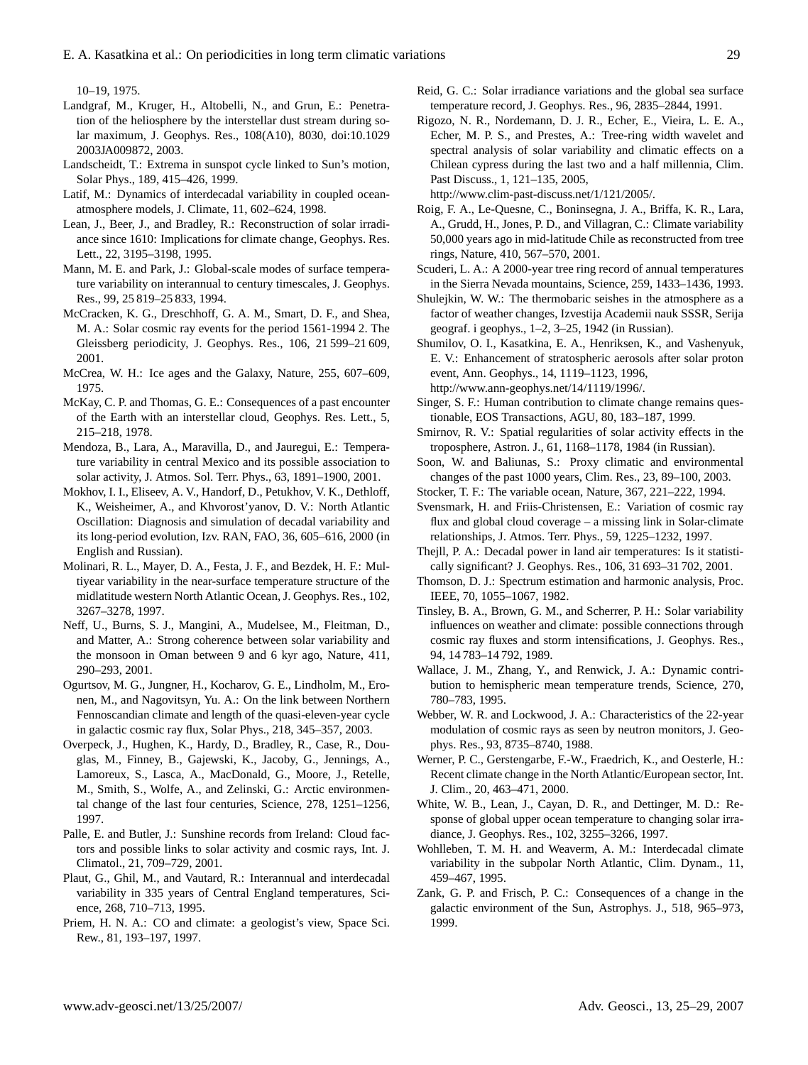10–19, 1975.

Landgraf, M., Kruger, H., Altobelli, N., and Grun, E.: Penetration of the heliosphere by the interstellar dust stream during solar maximum, J. Geophys. Res., 108(A10), 8030, doi:10.1029 2003JA009872, 2003.

Landscheidt, T.: Extrema in sunspot cycle linked to Sun's motion, Solar Phys., 189, 415–426, 1999.

Latif, M.: Dynamics of interdecadal variability in coupled ocean-atmosphere models, J. Climate, 11, 602–624, 1998.

Lean, J., Beer, J., and Bradley, R.: Reconstruction of solar irradiance since 1610: Implications for climate change, Geophys. Res. Lett., 22, 3195–3198, 1995.

Mann, M. E. and Park, J.: Global-scale modes of surface temperature variability on interannual to century timescales, J. Geophys. Res., 99, 25 819–25 833, 1994.

McCracken, K. G., Dreschhoff, G. A. M., Smart, D. F., and Shea, M. A.: Solar cosmic ray events for the period 1561-1994 2. The Gleissberg periodicity, J. Geophys. Res., 106, 21 599–21 609, 2001.

McCrea, W. H.: Ice ages and the Galaxy, Nature, 255, 607–609, 1975.

McKay, C. P. and Thomas, G. E.: Consequences of a past encounter of the Earth with an interstellar cloud, Geophys. Res. Lett., 5, 215–218, 1978.

Mendoza, B., Lara, A., Maravilla, D., and Jauregui, E.: Temperature variability in central Mexico and its possible association to solar activity, J. Atmos. Sol. Terr. Phys., 63, 1891–1900, 2001.

Mokhov, I. I., Eliseev, A. V., Handorf, D., Petukhov, V. K., Dethloff, K., Weisheimer, A., and Khvorost'yanov, D. V.: North Atlantic Oscillation: Diagnosis and simulation of decadal variability and its long-period evolution, Izv. RAN, FAO, 36, 605–616, 2000 (in English and Russian).

Molinari, R. L., Mayer, D. A., Festa, J. F., and Bezdek, H. F.: Multiyear variability in the near-surface temperature structure of the midlatitude western North Atlantic Ocean, J. Geophys. Res., 102, 3267–3278, 1997.

Neff, U., Burns, S. J., Mangini, A., Mudelsee, M., Fleitman, D., and Matter, A.: Strong coherence between solar variability and the monsoon in Oman between 9 and 6 kyr ago, Nature, 411, 290–293, 2001.

Ogurtsov, M. G., Jungner, H., Kocharov, G. E., Lindholm, M., Eronen, M., and Nagovitsyn, Yu. A.: On the link between Northern Fennoscandian climate and length of the quasi-eleven-year cycle in galactic cosmic ray flux, Solar Phys., 218, 345–357, 2003.

Overpeck, J., Hughen, K., Hardy, D., Bradley, R., Case, R., Douglas, M., Finney, B., Gajewski, K., Jacoby, G., Jennings, A., Lamoreux, S., Lasca, A., MacDonald, G., Moore, J., Retelle, M., Smith, S., Wolfe, A., and Zelinski, G.: Arctic environmental change of the last four centuries, Science, 278, 1251–1256, 1997.

Palle, E. and Butler, J.: Sunshine records from Ireland: Cloud factors and possible links to solar activity and cosmic rays, Int. J. Climatol., 21, 709–729, 2001.

Plaut, G., Ghil, M., and Vautard, R.: Interannual and interdecadal variability in 335 years of Central England temperatures, Science, 268, 710–713, 1995.

Priem, H. N. A.: CO and climate: a geologist's view, Space Sci. Rew., 81, 193–197, 1997.

Reid, G. C.: Solar irradiance variations and the global sea surface temperature record, J. Geophys. Res., 96, 2835–2844, 1991.

Rigozo, N. R., Nordemann, D. J. R., Echer, E., Vieira, L. E. A., Echer, M. P. S., and Prestes, A.: Tree-ring width wavelet and spectral analysis of solar variability and climatic effects on a Chilean cypress during the last two and a half millennia, Clim. Past Discuss., 1, 121–135, 2005, http://www.clim-past-discuss.net/1/121/2005/.

Roig, F. A., Le-Quesne, C., Boninsegna, J. A., Briffa, K. R., Lara, A., Grudd, H., Jones, P. D., and Villagran, C.: Climate variability 50,000 years ago in mid-latitude Chile as reconstructed from tree rings, Nature, 410, 567–570, 2001.

Scuderi, L. A.: A 2000-year tree ring record of annual temperatures in the Sierra Nevada mountains, Science, 259, 1433–1436, 1993.

Shulejkin, W. W.: The thermobaric seishes in the atmosphere as a factor of weather changes, Izvestija Academii nauk SSSR, Serija geograf. i geophys., 1–2, 3–25, 1942 (in Russian).

Shumilov, O. I., Kasatkina, E. A., Henriksen, K., and Vashenyuk, E. V.: Enhancement of stratospheric aerosols after solar proton event, Ann. Geophys., 14, 1119–1123, 1996, http://www.ann-geophys.net/14/1119/1996/.

Singer, S. F.: Human contribution to climate change remains questionable, EOS Transactions, AGU, 80, 183–187, 1999.

Smirnov, R. V.: Spatial regularities of solar activity effects in the troposphere, Astron. J., 61, 1168–1178, 1984 (in Russian).

Soon, W. and Baliunas, S.: Proxy climatic and environmental changes of the past 1000 years, Clim. Res., 23, 89–100, 2003.

Stocker, T. F.: The variable ocean, Nature, 367, 221–222, 1994.

Svensmark, H. and Friis-Christensen, E.: Variation of cosmic ray flux and global cloud coverage – a missing link in Solar-climate relationships, J. Atmos. Terr. Phys., 59, 1225–1232, 1997.

Thejll, P. A.: Decadal power in land air temperatures: Is it statistically significant? J. Geophys. Res., 106, 31 693–31 702, 2001.

Thomson, D. J.: Spectrum estimation and harmonic analysis, Proc. IEEE, 70, 1055–1067, 1982.

Tinsley, B. A., Brown, G. M., and Scherrer, P. H.: Solar variability influences on weather and climate: possible connections through cosmic ray fluxes and storm intensifications, J. Geophys. Res., 94, 14 783–14 792, 1989.

Wallace, J. M., Zhang, Y., and Renwick, J. A.: Dynamic contribution to hemispheric mean temperature trends, Science, 270, 780–783, 1995.

Webber, W. R. and Lockwood, J. A.: Characteristics of the 22-year modulation of cosmic rays as seen by neutron monitors, J. Geophys. Res., 93, 8735–8740, 1988.

Werner, P. C., Gerstengarbe, F.-W., Fraedrich, K., and Oesterle, H.: Recent climate change in the North Atlantic/European sector, Int. J. Clim., 20, 463–471, 2000.

White, W. B., Lean, J., Cayan, D. R., and Dettinger, M. D.: Response of global upper ocean temperature to changing solar irradiance, J. Geophys. Res., 102, 3255–3266, 1997.

Wohlleben, T. M. H. and Weaverm, A. M.: Interdecadal climate variability in the subpolar North Atlantic, Clim. Dynam., 11, 459–467, 1995.

Zank, G. P. and Frisch, P. C.: Consequences of a change in the galactic environment of the Sun, Astrophys. J., 518, 965–973, 1999.